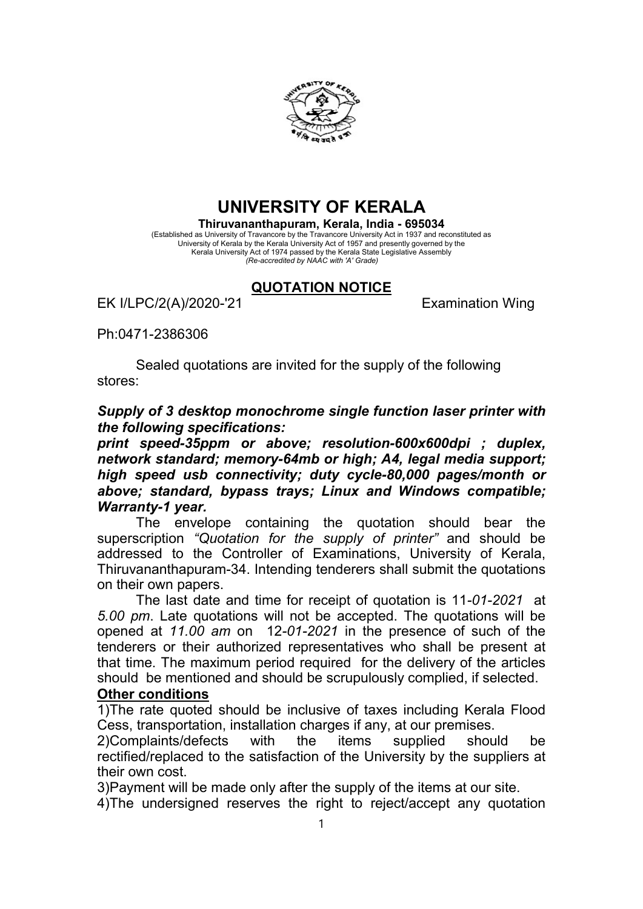# UNIVERSITY OF KERALA

**Thiruvananthapuram, Kerala, India - 695034**

(Established as University of Travancore by the Travancore University Act in 1937 and reconstituted as University of Kerala by the Kerala University Act of 1957 and presently governed by the Kerala University Act of 1974 passed by the Kerala State Legislative Assembly
*(Re-accredited by NAAC with 'A' Grade)*

## QUOTATION NOTICE

EK I/LPC/2(A)/2020-'21 Examination Wing

Ph:0471-2386306

Sealed quotations are invited for the supply of the following stores:

***Supply of 3 desktop monochrome single function laser printer with the following specifications:***
***print speed-35ppm or above; resolution-600x600dpi ; duplex, network standard; memory-64mb or high; A4, legal media support; high speed usb connectivity; duty cycle-80,000 pages/month or above; standard, bypass trays; Linux and Windows compatible; Warranty-1 year.***

The envelope containing the quotation should bear the superscription *"Quotation for the supply of printer"* and should be addressed to the Controller of Examinations, University of Kerala, Thiruvananthapuram-34. Intending tenderers shall submit the quotations on their own papers.

The last date and time for receipt of quotation is 11-*01-2021* at *5.00 pm*. Late quotations will not be accepted. The quotations will be opened at *11.00 am* on 12-*01-2021* in the presence of such of the tenderers or their authorized representatives who shall be present at that time. The maximum period required for the delivery of the articles should be mentioned and should be scrupulously complied, if selected.

**Other conditions**

1)The rate quoted should be inclusive of taxes including Kerala Flood Cess, transportation, installation charges if any, at our premises.

2)Complaints/defects with the items supplied should be rectified/replaced to the satisfaction of the University by the suppliers at their own cost.

3)Payment will be made only after the supply of the items at our site.

4)The undersigned reserves the right to reject/accept any quotation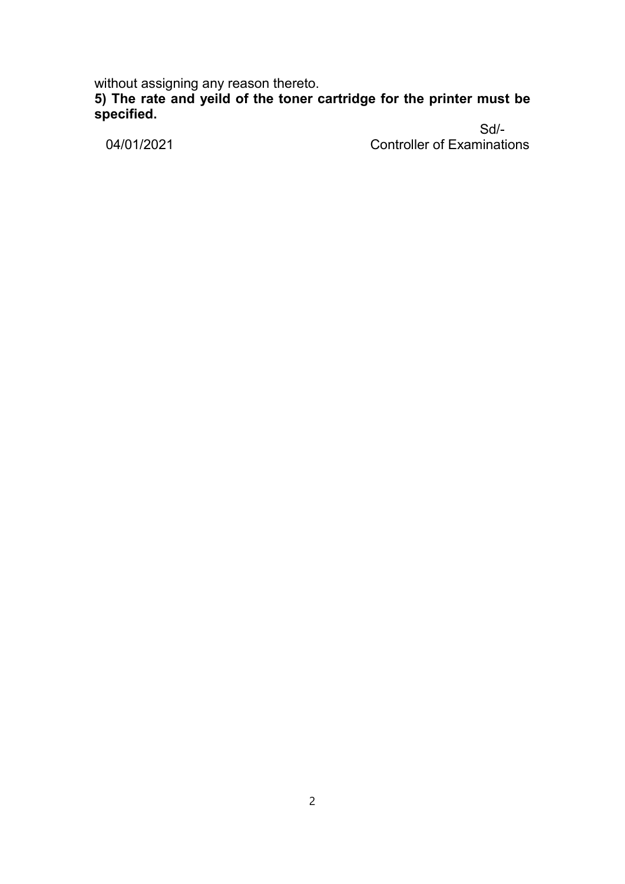without assigning any reason thereto.

**5) The rate and yeild of the toner cartridge for the printer must be specified.**

Sd/-

04/01/2021 Controller of Examinations